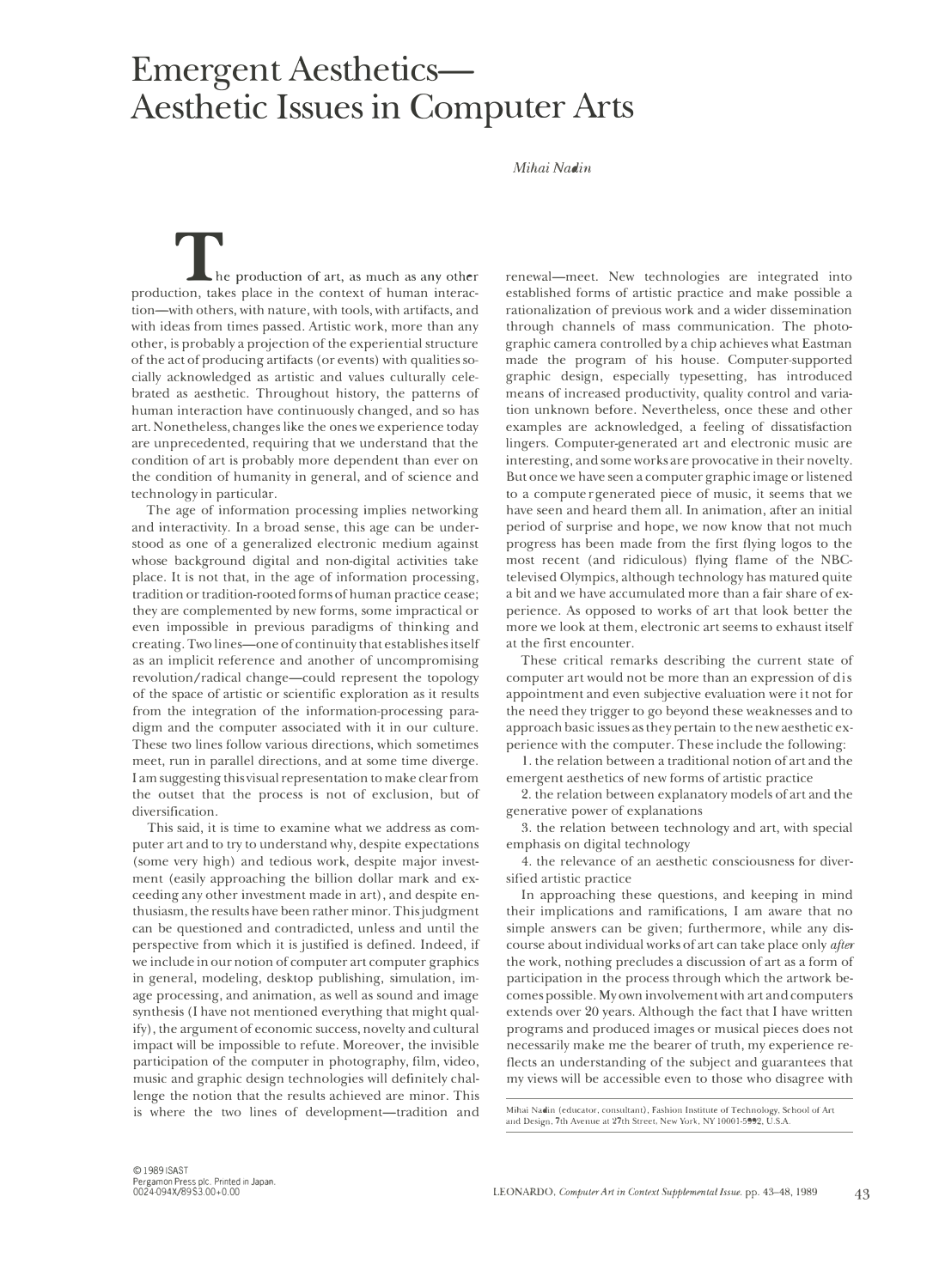# Emergent Aesthetics—Aesthetic Issues in Computer Arts

*Mihai Nadin*

The production of art, as much as any other production, takes place in the context of human interaction—with others, with nature, with tools, with artifacts, and with ideas from times passed. Artistic work, more than any other, is probably a projection of the experiential structure of the act of producing artifacts (or events) with qualities socially acknowledged as artistic and values culturally celebrated as aesthetic. Throughout history, the patterns of human interaction have continuously changed, and so has art. Nonetheless, changes like the ones we experience today are unprecedented, requiring that we understand that the condition of art is probably more dependent than ever on the condition of humanity in general, and of science and technology in particular.

The age of information processing implies networking and interactivity. In a broad sense, this age can be understood as one of a generalized electronic medium against whose background digital and non-digital activities take place. It is not that, in the age of information processing, tradition or tradition-rooted forms of human practice cease; they are complemented by new forms, some impractical or even impossible in previous paradigms of thinking and creating. Two lines—one of continuity that establishes itself as an implicit reference and another of uncompromising revolution/radical change—could represent the topology of the space of artistic or scientific exploration as it results from the integration of the information-processing paradigm and the computer associated with it in our culture. These two lines follow various directions, which sometimes meet, run in parallel directions, and at some time diverge. I am suggesting this visual representation to make clear from the outset that the process is not of exclusion, but of diversification.

This said, it is time to examine what we address as computer art and to try to understand why, despite expectations (some very high) and tedious work, despite major investment (easily approaching the billion dollar mark and exceeding any other investment made in art), and despite enthusiasm, the results have been rather minor. This judgment can be questioned and contradicted, unless and until the perspective from which it is justified is defined. Indeed, if we include in our notion of computer art computer graphics in general, modeling, desktop publishing, simulation, image processing, and animation, as well as sound and image synthesis (I have not mentioned everything that might qualify), the argument of economic success, novelty and cultural impact will be impossible to refute. Moreover, the invisible participation of the computer in photography, film, video, music and graphic design technologies will definitely challenge the notion that the results achieved are minor. This is where the two lines of development—tradition and renewal—meet. New technologies are integrated into established forms of artistic practice and make possible a rationalization of previous work and a wider dissemination through channels of mass communication. The photographic camera controlled by a chip achieves what Eastman made the program of his house. Computer-supported graphic design, especially typesetting, has introduced means of increased productivity, quality control and variation unknown before. Nevertheless, once these and other examples are acknowledged, a feeling of dissatisfaction lingers. Computer-generated art and electronic music are interesting, and some works are provocative in their novelty. But once we have seen a computer graphic image or listened to a computer generated piece of music, it seems that we have seen and heard them all. In animation, after an initial period of surprise and hope, we now know that not much progress has been made from the first flying logos to the most recent (and ridiculous) flying flame of the NBC-televised Olympics, although technology has matured quite a bit and we have accumulated more than a fair share of experience. As opposed to works of art that look better the more we look at them, electronic art seems to exhaust itself at the first encounter.

These critical remarks describing the current state of computer art would not be more than an expression of disappointment and even subjective evaluation were it not for the need they trigger to go beyond these weaknesses and to approach basic issues as they pertain to the new aesthetic experience with the computer. These include the following:

1. the relation between a traditional notion of art and the emergent aesthetics of new forms of artistic practice
2. the relation between explanatory models of art and the generative power of explanations
3. the relation between technology and art, with special emphasis on digital technology
4. the relevance of an aesthetic consciousness for diversified artistic practice

In approaching these questions, and keeping in mind their implications and ramifications, I am aware that no simple answers can be given; furthermore, while any discourse about individual works of art can take place only *after* the work, nothing precludes a discussion of art as a form of participation in the process through which the artwork becomes possible. My own involvement with art and computers extends over 20 years. Although the fact that I have written programs and produced images or musical pieces does not necessarily make me the bearer of truth, my experience reflects an understanding of the subject and guarantees that my views will be accessible even to those who disagree with

---

Mihai Nadin (educator, consultant), Fashion Institute of Technology, School of Art and Design, 7th Avenue at 27th Street, New York, NY 10001-5992, U.S.A.

© 1989 ISAST
Pergamon Press plc. Printed in Japan.
0024-094X/89 $3.00+0.00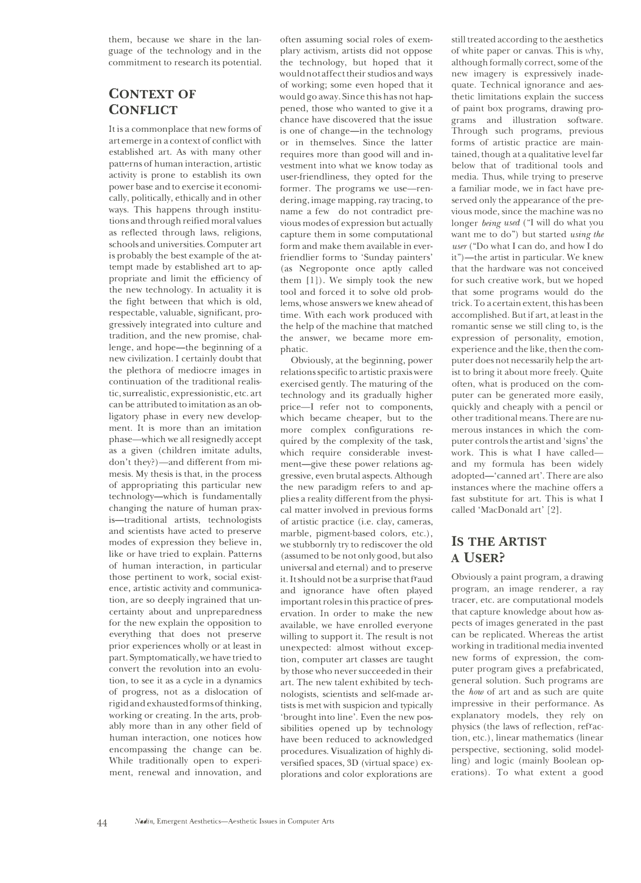them, because we share in the language of the technology and in the commitment to research its potential.

## Context of Conflict

It is a commonplace that new forms of art emerge in a context of conflict with established art. As with many other patterns of human interaction, artistic activity is prone to establish its own power base and to exercise it economically, politically, ethically and in other ways. This happens through institutions and through reified moral values as reflected through laws, religions, schools and universities. Computer art is probably the best example of the attempt made by established art to appropriate and limit the efficiency of the new technology. In actuality it is the fight between that which is old, respectable, valuable, significant, progressively integrated into culture and tradition, and the new promise, challenge, and hope—the beginning of a new civilization. I certainly doubt that the plethora of mediocre images in continuation of the traditional realistic, surrealistic, expressionistic, etc. art can be attributed to imitation as an obligatory phase in every new development. It is more than an imitation phase—which we all resignedly accept as a given (children imitate adults, don't they?)—and different from mimesis. My thesis is that, in the process of appropriating this particular new technology—which is fundamentally changing the nature of human praxis—traditional artists, technologists and scientists have acted to preserve modes of expression they believe in, like or have tried to explain. Patterns of human interaction, in particular those pertinent to work, social existence, artistic activity and communication, are so deeply ingrained that uncertainty about and unpreparedness for the new explain the opposition to everything that does not preserve prior experiences wholly or at least in part. Symptomatically, we have tried to convert the revolution into an evolution, to see it as a cycle in a dynamics of progress, not as a dislocation of rigid and exhausted forms of thinking, working or creating. In the arts, probably more than in any other field of human interaction, one notices how encompassing the change can be. While traditionally open to experiment, renewal and innovation, and often assuming social roles of exemplary activism, artists did not oppose the technology, but hoped that it would not affect their studios and ways of working; some even hoped that it would go away. Since this has not happened, those who wanted to give it a chance have discovered that the issue is one of change—in the technology or in themselves. Since the latter requires more than good will and investment into what we know today as user-friendliness, they opted for the former. The programs we use—rendering, image mapping, ray tracing, to name a few do not contradict previous modes of expression but actually capture them in some computational form and make them available in ever-friendlier forms to 'Sunday painters' (as Negroponte once aptly called them [1]). We simply took the new tool and forced it to solve old problems, whose answers we knew ahead of time. With each work produced with the help of the machine that matched the answer, we became more emphatic.

Obviously, at the beginning, power relations specific to artistic praxis were exercised gently. The maturing of the technology and its gradually higher price—I refer not to components, which became cheaper, but to the more complex configurations required by the complexity of the task, which require considerable investment—give these power relations aggressive, even brutal aspects. Although the new paradigm refers to and applies a reality different from the physical matter involved in previous forms of artistic practice (i.e. clay, cameras, marble, pigment-based colors, etc.), we stubbornly try to rediscover the old (assumed to be not only good, but also universal and eternal) and to preserve it. It should not be a surprise that fraud and ignorance have often played important roles in this practice of preservation. In order to make the new available, we have enrolled everyone willing to support it. The result is not unexpected: almost without exception, computer art classes are taught by those who never succeeded in their art. The new talent exhibited by technologists, scientists and self-made artists is met with suspicion and typically 'brought into line'. Even the new possibilities opened up by technology have been reduced to acknowledged procedures. Visualization of highly diversified spaces, 3D (virtual space) explorations and color explorations are still treated according to the aesthetics of white paper or canvas. This is why, although formally correct, some of the new imagery is expressively inadequate. Technical ignorance and aesthetic limitations explain the success of paint box programs, drawing programs and illustration software. Through such programs, previous forms of artistic practice are maintained, though at a qualitative level far below that of traditional tools and media. Thus, while trying to preserve a familiar mode, we in fact have preserved only the appearance of the previous mode, since the machine was no longer *being used* ("I will do what you want me to do") but started *using the user* ("Do what I can do, and how I do it")—the artist in particular. We knew that the hardware was not conceived for such creative work, but we hoped that some programs would do the trick. To a certain extent, this has been accomplished. But if art, at least in the romantic sense we still cling to, is the expression of personality, emotion, experience and the like, then the computer does not necessarily help the artist to bring it about more freely. Quite often, what is produced on the computer can be generated more easily, quickly and cheaply with a pencil or other traditional means. There are numerous instances in which the computer controls the artist and 'signs' the work. This is what I have called—and my formula has been widely adopted—'canned art'. There are also instances where the machine offers a fast substitute for art. This is what I called 'MacDonald art' [2].

## Is the Artist a User?

Obviously a paint program, a drawing program, an image renderer, a ray tracer, etc. are computational models that capture knowledge about how aspects of images generated in the past can be replicated. Whereas the artist working in traditional media invented new forms of expression, the computer program gives a prefabricated, general solution. Such programs are the *how* of art and as such are quite impressive in their performance. As explanatory models, they rely on physics (the laws of reflection, refraction, etc.), linear mathematics (linear perspective, sectioning, solid modelling) and logic (mainly Boolean operations). To what extent a good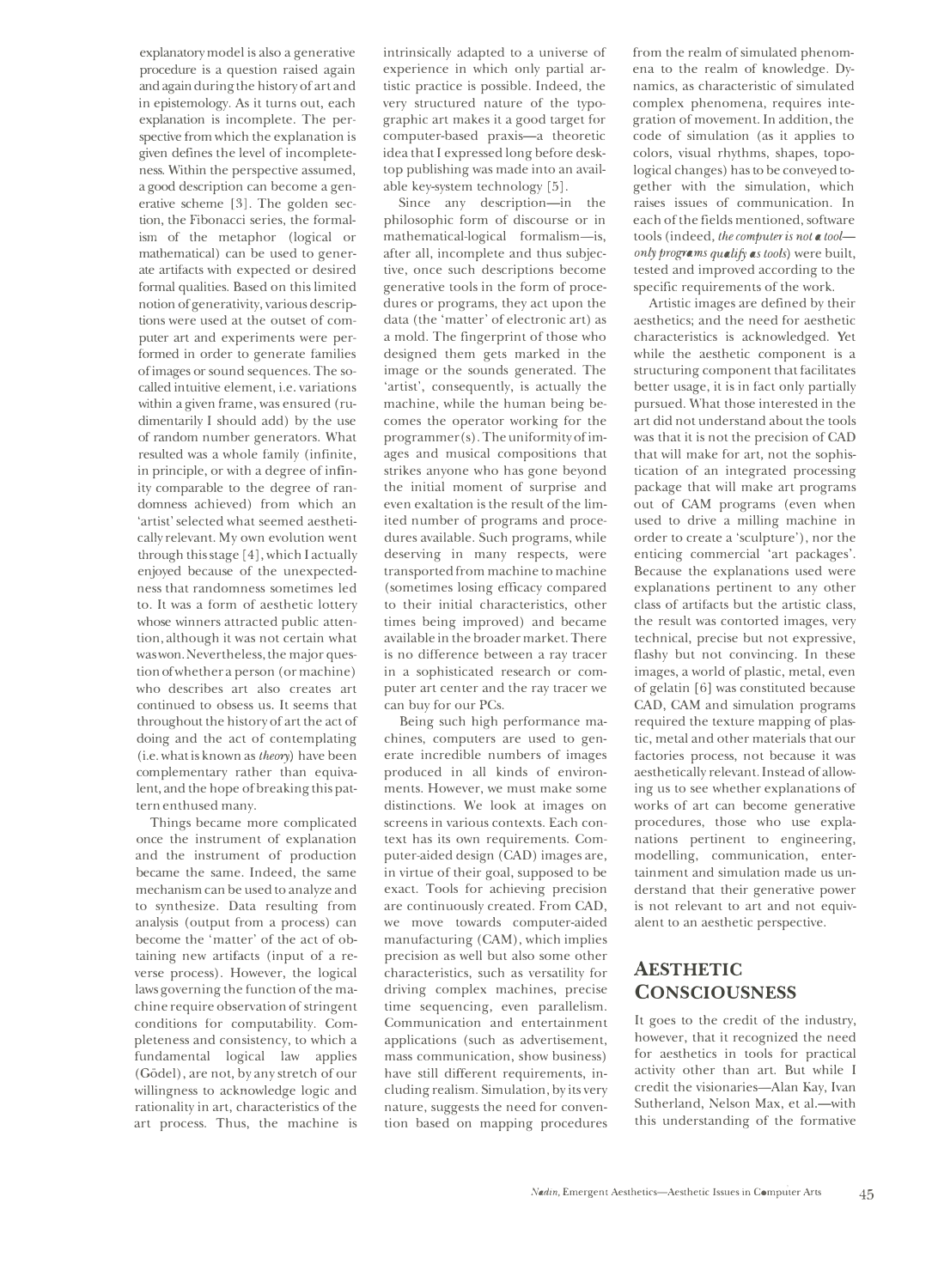explanatory model is also a generative procedure is a question raised again and again during the history of art and in epistemology. As it turns out, each explanation is incomplete. The perspective from which the explanation is given defines the level of incompleteness. Within the perspective assumed, a good description can become a generative scheme [3]. The golden section, the Fibonacci series, the formalism of the metaphor (logical or mathematical) can be used to generate artifacts with expected or desired formal qualities. Based on this limited notion of generativity, various descriptions were used at the outset of computer art and experiments were performed in order to generate families of images or sound sequences. The so-called intuitive element, i.e. variations within a given frame, was ensured (rudimentarily I should add) by the use of random number generators. What resulted was a whole family (infinite, in principle, or with a degree of infinity comparable to the degree of randomness achieved) from which an 'artist' selected what seemed aesthetically relevant. My own evolution went through this stage [4], which I actually enjoyed because of the unexpectedness that randomness sometimes led to. It was a form of aesthetic lottery whose winners attracted public attention, although it was not certain what was won. Nevertheless, the major question of whether a person (or machine) who describes art also creates art continued to obsess us. It seems that throughout the history of art the act of doing and the act of contemplating (i.e. what is known as *theory*) have been complementary rather than equivalent, and the hope of breaking this pattern enthused many.

Things became more complicated once the instrument of explanation and the instrument of production became the same. Indeed, the same mechanism can be used to analyze and to synthesize. Data resulting from analysis (output from a process) can become the 'matter' of the act of obtaining new artifacts (input of a reverse process). However, the logical laws governing the function of the machine require observation of stringent conditions for computability. Completeness and consistency, to which a fundamental logical law applies (Gödel), are not, by any stretch of our willingness to acknowledge logic and rationality in art, characteristics of the art process. Thus, the machine is intrinsically adapted to a universe of experience in which only partial artistic practice is possible. Indeed, the very structured nature of the typographic art makes it a good target for computer-based praxis—a theoretic idea that I expressed long before desktop publishing was made into an available key-system technology [5].

Since any description—in the philosophic form of discourse or in mathematical-logical formalism—is, after all, incomplete and thus subjective, once such descriptions become generative tools in the form of procedures or programs, they act upon the data (the 'matter' of electronic art) as a mold. The fingerprint of those who designed them gets marked in the image or the sounds generated. The 'artist', consequently, is actually the machine, while the human being becomes the operator working for the programmer(s). The uniformity of images and musical compositions that strikes anyone who has gone beyond the initial moment of surprise and even exaltation is the result of the limited number of programs and procedures available. Such programs, while deserving in many respects, were transported from machine to machine (sometimes losing efficacy compared to their initial characteristics, other times being improved) and became available in the broader market. There is no difference between a ray tracer in a sophisticated research or computer art center and the ray tracer we can buy for our PCs.

Being such high performance machines, computers are used to generate incredible numbers of images produced in all kinds of environments. However, we must make some distinctions. We look at images on screens in various contexts. Each context has its own requirements. Computer-aided design (CAD) images are, in virtue of their goal, supposed to be exact. Tools for achieving precision are continuously created. From CAD, we move towards computer-aided manufacturing (CAM), which implies precision as well but also some other characteristics, such as versatility for driving complex machines, precise time sequencing, even parallelism. Communication and entertainment applications (such as advertisement, mass communication, show business) have still different requirements, including realism. Simulation, by its very nature, suggests the need for convention based on mapping procedures from the realm of simulated phenomena to the realm of knowledge. Dynamics, as characteristic of simulated complex phenomena, requires integration of movement. In addition, the code of simulation (as it applies to colors, visual rhythms, shapes, topological changes) has to be conveyed together with the simulation, which raises issues of communication. In each of the fields mentioned, software tools (indeed, *the computer is not a tool—only programs qualify as tools*) were built, tested and improved according to the specific requirements of the work.

Artistic images are defined by their aesthetics; and the need for aesthetic characteristics is acknowledged. Yet while the aesthetic component is a structuring component that facilitates better usage, it is in fact only partially pursued. What those interested in the art did not understand about the tools was that it is not the precision of CAD that will make for art, not the sophistication of an integrated processing package that will make art programs out of CAM programs (even when used to drive a milling machine in order to create a 'sculpture'), nor the enticing commercial 'art packages'. Because the explanations used were explanations pertinent to any other class of artifacts but the artistic class, the result was contorted images, very technical, precise but not expressive, flashy but not convincing. In these images, a world of plastic, metal, even of gelatin [6] was constituted because CAD, CAM and simulation programs required the texture mapping of plastic, metal and other materials that our factories process, not because it was aesthetically relevant. Instead of allowing us to see whether explanations of works of art can become generative procedures, those who use explanations pertinent to engineering, modelling, communication, entertainment and simulation made us understand that their generative power is not relevant to art and not equivalent to an aesthetic perspective.

## Aesthetic Consciousness

It goes to the credit of the industry, however, that it recognized the need for aesthetics in tools for practical activity other than art. But while I credit the visionaries—Alan Kay, Ivan Sutherland, Nelson Max, et al.—with this understanding of the formative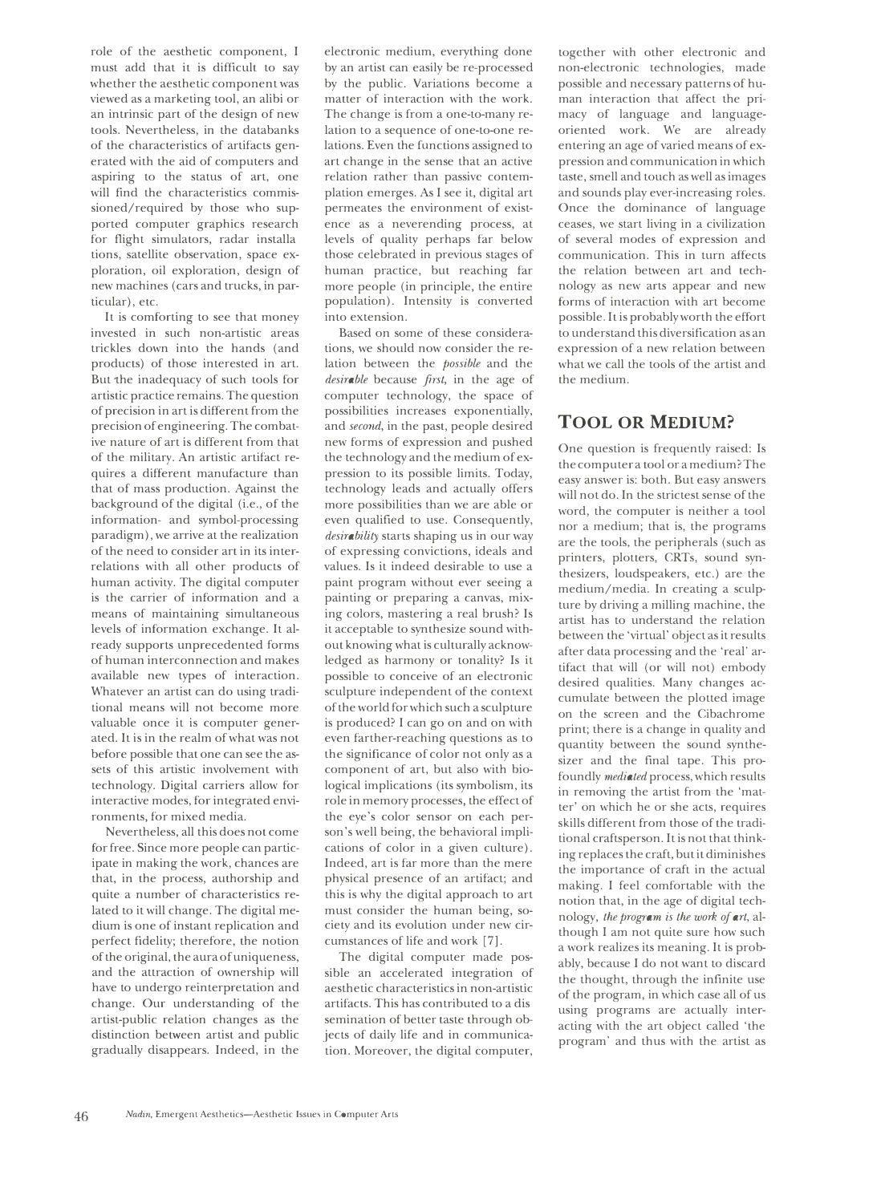role of the aesthetic component, I must add that it is difficult to say whether the aesthetic component was viewed as a marketing tool, an alibi or an intrinsic part of the design of new tools. Nevertheless, in the databanks of the characteristics of artifacts generated with the aid of computers and aspiring to the status of art, one will find the characteristics commissioned/required by those who supported computer graphics research for flight simulators, radar installations, satellite observation, space exploration, oil exploration, design of new machines (cars and trucks, in particular), etc.

It is comforting to see that money invested in such non-artistic areas trickles down into the hands (and products) of those interested in art. But the inadequacy of such tools for artistic practice remains. The question of precision in art is different from the precision of engineering. The combative nature of art is different from that of the military. An artistic artifact requires a different manufacture than that of mass production. Against the background of the digital (i.e., of the information- and symbol-processing paradigm), we arrive at the realization of the need to consider art in its interrelations with all other products of human activity. The digital computer is the carrier of information and a means of maintaining simultaneous levels of information exchange. It already supports unprecedented forms of human interconnection and makes available new types of interaction. Whatever an artist can do using traditional means will not become more valuable once it is computer generated. It is in the realm of what was not before possible that one can see the assets of this artistic involvement with technology. Digital carriers allow for interactive modes, for integrated environments, for mixed media.

Nevertheless, all this does not come for free. Since more people can participate in making the work, chances are that, in the process, authorship and quite a number of characteristics related to it will change. The digital medium is one of instant replication and perfect fidelity; therefore, the notion of the original, the aura of uniqueness, and the attraction of ownership will have to undergo reinterpretation and change. Our understanding of the artist-public relation changes as the distinction between artist and public gradually disappears. Indeed, in the electronic medium, everything done by an artist can easily be re-processed by the public. Variations become a matter of interaction with the work. The change is from a one-to-many relation to a sequence of one-to-one relations. Even the functions assigned to art change in the sense that an active relation rather than passive contemplation emerges. As I see it, digital art permeates the environment of existence as a neverending process, at levels of quality perhaps far below those celebrated in previous stages of human practice, but reaching far more people (in principle, the entire population). Intensity is converted into extension.

Based on some of these considerations, we should now consider the relation between the *possible* and the *desirable* because *first*, in the age of computer technology, the space of possibilities increases exponentially, and *second*, in the past, people desired new forms of expression and pushed the technology and the medium of expression to its possible limits. Today, technology leads and actually offers more possibilities than we are able or even qualified to use. Consequently, *desirability* starts shaping us in our way of expressing convictions, ideals and values. Is it indeed desirable to use a paint program without ever seeing a painting or preparing a canvas, mixing colors, mastering a real brush? Is it acceptable to synthesize sound without knowing what is culturally acknowledged as harmony or tonality? Is it possible to conceive of an electronic sculpture independent of the context of the world for which such a sculpture is produced? I can go on and on with even farther-reaching questions as to the significance of color not only as a component of art, but also with biological implications (its symbolism, its role in memory processes, the effect of the eye's color sensor on each person's well being, the behavioral implications of color in a given culture). Indeed, art is far more than the mere physical presence of an artifact; and this is why the digital approach to art must consider the human being, society and its evolution under new circumstances of life and work [7].

The digital computer made possible an accelerated integration of aesthetic characteristics in non-artistic artifacts. This has contributed to a dissemination of better taste through objects of daily life and in communication. Moreover, the digital computer, together with other electronic and non-electronic technologies, made possible and necessary patterns of human interaction that affect the primacy of language and language-oriented work. We are already entering an age of varied means of expression and communication in which taste, smell and touch as well as images and sounds play ever-increasing roles. Once the dominance of language ceases, we start living in a civilization of several modes of expression and communication. This in turn affects the relation between art and technology as new arts appear and new forms of interaction with art become possible. It is probably worth the effort to understand this diversification as an expression of a new relation between what we call the tools of the artist and the medium.

## Tool or Medium?

One question is frequently raised: Is the computer a tool or a medium? The easy answer is: both. But easy answers will not do. In the strictest sense of the word, the computer is neither a tool nor a medium; that is, the programs are the tools, the peripherals (such as printers, plotters, CRTs, sound synthesizers, loudspeakers, etc.) are the medium/media. In creating a sculpture by driving a milling machine, the artist has to understand the relation between the 'virtual' object as it results after data processing and the 'real' artifact that will (or will not) embody desired qualities. Many changes accumulate between the plotted image on the screen and the Cibachrome print; there is a change in quality and quantity between the sound synthesizer and the final tape. This profoundly *mediated* process, which results in removing the artist from the 'matter' on which he or she acts, requires skills different from those of the traditional craftsperson. It is not that thinking replaces the craft, but it diminishes the importance of craft in the actual making. I feel comfortable with the notion that, in the age of digital technology, *the program is the work of art*, although I am not quite sure how such a work realizes its meaning. It is probably, because I do not want to discard the thought, through the infinite use of the program, in which case all of us using programs are actually interacting with the art object called 'the program' and thus with the artist as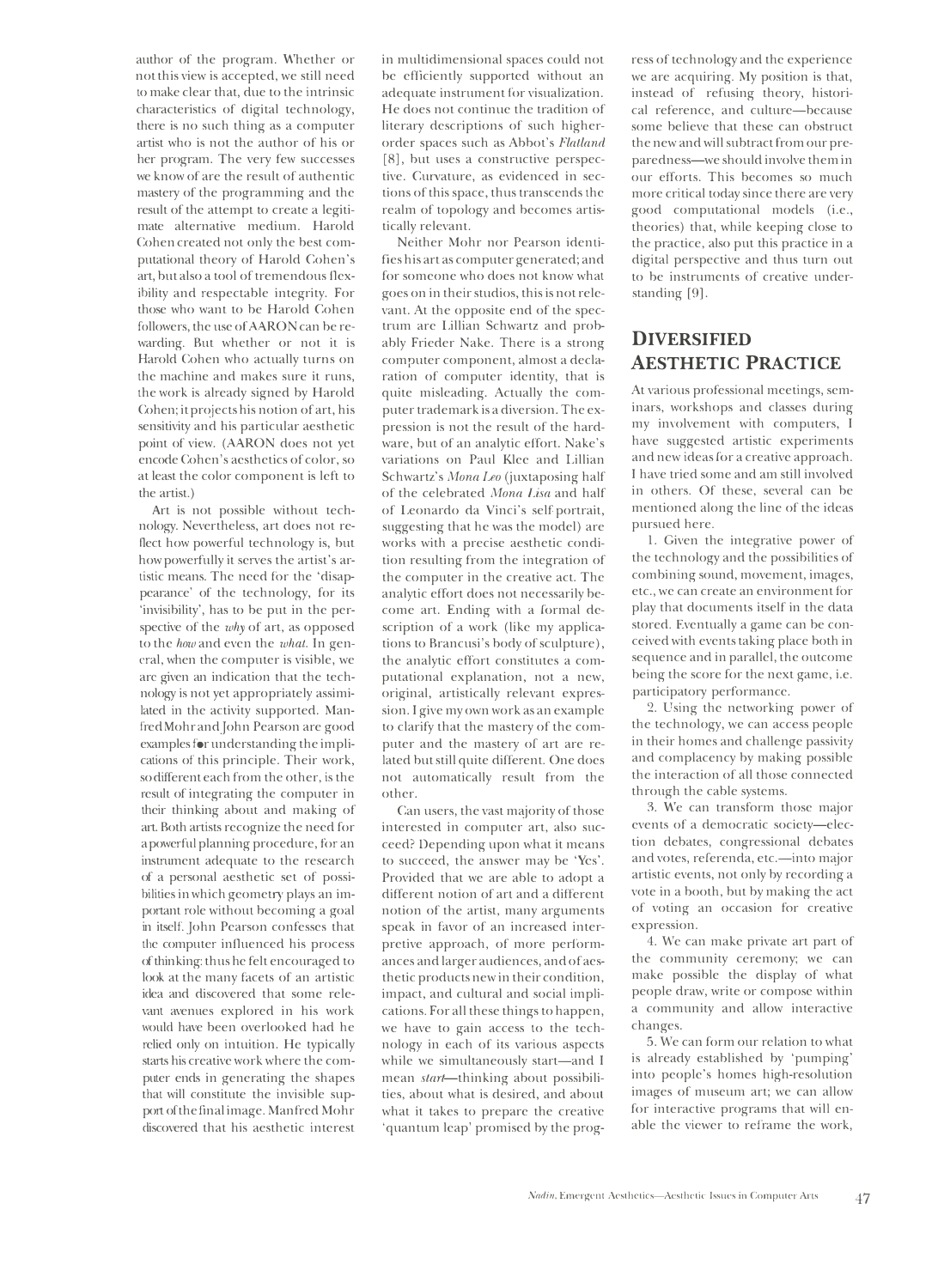author of the program. Whether or not this view is accepted, we still need to make clear that, due to the intrinsic characteristics of digital technology, there is no such thing as a computer artist who is not the author of his or her program. The very few successes we know of are the result of authentic mastery of the programming and the result of the attempt to create a legitimate alternative medium. Harold Cohen created not only the best computational theory of Harold Cohen's art, but also a tool of tremendous flexibility and respectable integrity. For those who want to be Harold Cohen followers, the use of AARON can be rewarding. But whether or not it is Harold Cohen who actually turns on the machine and makes sure it runs, the work is already signed by Harold Cohen; it projects his notion of art, his sensitivity and his particular aesthetic point of view. (AARON does not yet encode Cohen's aesthetics of color, so at least the color component is left to the artist.)

Art is not possible without technology. Nevertheless, art does not reflect how powerful technology is, but how powerfully it serves the artist's artistic means. The need for the 'disappearance' of the technology, for its 'invisibility', has to be put in the perspective of the *why* of art, as opposed to the *how* and even the *what*. In general, when the computer is visible, we are given an indication that the technology is not yet appropriately assimilated in the activity supported. Manfred Mohr and John Pearson are good examples for understanding the implications of this principle. Their work, so different each from the other, is the result of integrating the computer in their thinking about and making of art. Both artists recognize the need for a powerful planning procedure, for an instrument adequate to the research of a personal aesthetic set of possibilities in which geometry plays an important role without becoming a goal in itself. John Pearson confesses that the computer influenced his process of thinking: thus he felt encouraged to look at the many facets of an artistic idea and discovered that some relevant avenues explored in his work would have been overlooked had he relied only on intuition. He typically starts his creative work where the computer ends in generating the shapes that will constitute the invisible support of the final image. Manfred Mohr discovered that his aesthetic interest in multidimensional spaces could not be efficiently supported without an adequate instrument for visualization. He does not continue the tradition of literary descriptions of such higher-order spaces such as Abbot's *Flatland* [8], but uses a constructive perspective. Curvature, as evidenced in sections of this space, thus transcends the realm of topology and becomes artistically relevant.

Neither Mohr nor Pearson identifies his art as computer generated; and for someone who does not know what goes on in their studios, this is not relevant. At the opposite end of the spectrum are Lillian Schwartz and probably Frieder Nake. There is a strong computer component, almost a declaration of computer identity, that is quite misleading. Actually the computer trademark is a diversion. The expression is not the result of the hardware, but of an analytic effort. Nake's variations on Paul Klee and Lillian Schwartz's *Mona Leo* (juxtaposing half of the celebrated *Mona Lisa* and half of Leonardo da Vinci's self-portrait, suggesting that he was the model) are works with a precise aesthetic condition resulting from the integration of the computer in the creative act. The analytic effort does not necessarily become art. Ending with a formal description of a work (like my applications to Brancusi's body of sculpture), the analytic effort constitutes a computational explanation, not a new, original, artistically relevant expression. I give my own work as an example to clarify that the mastery of the computer and the mastery of art are related but still quite different. One does not automatically result from the other.

Can users, the vast majority of those interested in computer art, also succeed? Depending upon what it means to succeed, the answer may be 'Yes'. Provided that we are able to adopt a different notion of art and a different notion of the artist, many arguments speak in favor of an increased interpretive approach, of more performances and larger audiences, and of aesthetic products new in their condition, impact, and cultural and social implications. For all these things to happen, we have to gain access to the technology in each of its various aspects while we simultaneously start—and I mean *start*—thinking about possibilities, about what is desired, and about what it takes to prepare the creative 'quantum leap' promised by the progress of technology and the experience we are acquiring. My position is that, instead of refusing theory, historical reference, and culture—because some believe that these can obstruct the new and will subtract from our preparedness—we should involve them in our efforts. This becomes so much more critical today since there are very good computational models (i.e., theories) that, while keeping close to the practice, also put this practice in a digital perspective and thus turn out to be instruments of creative understanding [9].

## Diversified Aesthetic Practice

At various professional meetings, seminars, workshops and classes during my involvement with computers, I have suggested artistic experiments and new ideas for a creative approach. I have tried some and am still involved in others. Of these, several can be mentioned along the line of the ideas pursued here.

1. Given the integrative power of the technology and the possibilities of combining sound, movement, images, etc., we can create an environment for play that documents itself in the data stored. Eventually a game can be conceived with events taking place both in sequence and in parallel, the outcome being the score for the next game, i.e. participatory performance.

2. Using the networking power of the technology, we can access people in their homes and challenge passivity and complacency by making possible the interaction of all those connected through the cable systems.

3. We can transform those major events of a democratic society—election debates, congressional debates and votes, referenda, etc.—into major artistic events, not only by recording a vote in a booth, but by making the act of voting an occasion for creative expression.

4. We can make private art part of the community ceremony; we can make possible the display of what people draw, write or compose within a community and allow interactive changes.

5. We can form our relation to what is already established by 'pumping' into people's homes high-resolution images of museum art; we can allow for interactive programs that will enable the viewer to reframe the work,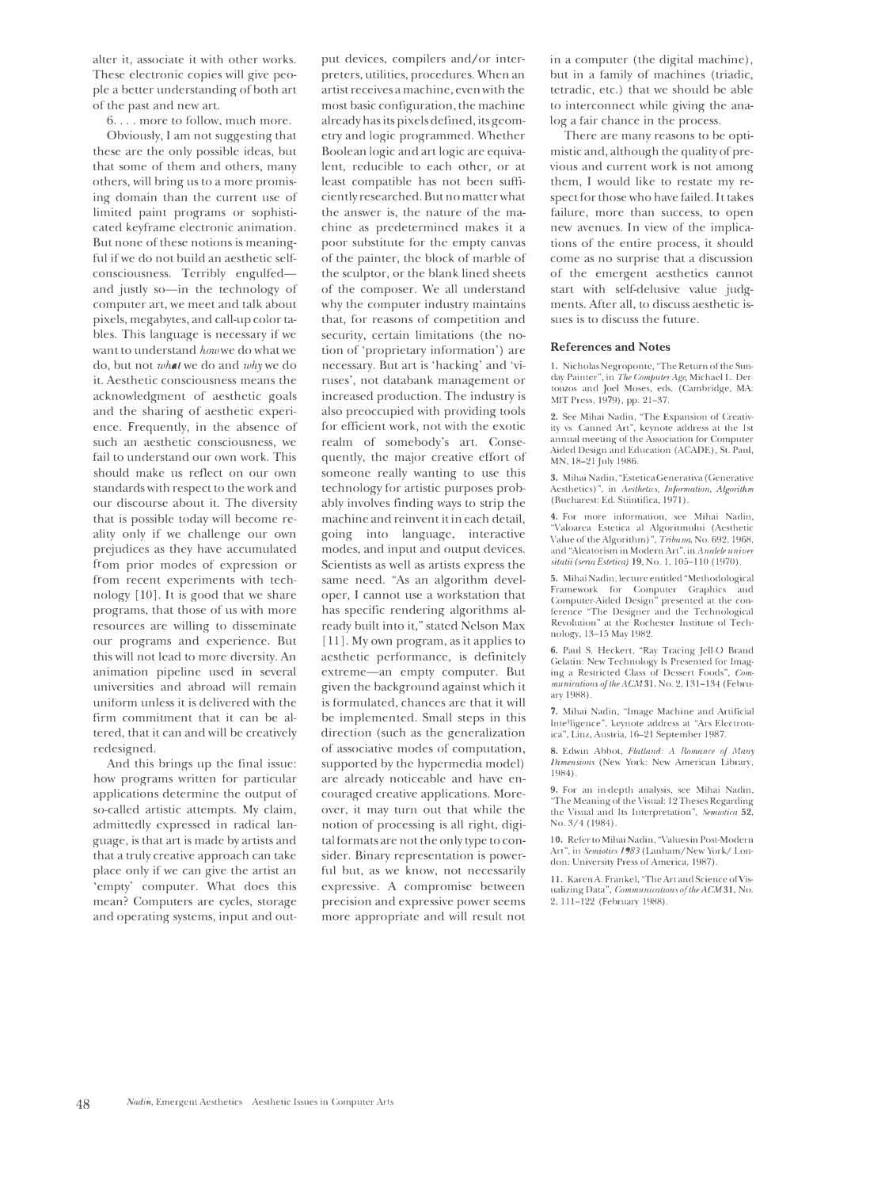alter it, associate it with other works. These electronic copies will give people a better understanding of both art of the past and new art.

6. . . . more to follow, much more.

Obviously, I am not suggesting that these are the only possible ideas, but that some of them and others, many others, will bring us to a more promising domain than the current use of limited paint programs or sophisticated keyframe electronic animation. But none of these notions is meaningful if we do not build an aesthetic self-consciousness. Terribly engulfed—and justly so—in the technology of computer art, we meet and talk about pixels, megabytes, and call-up color tables. This language is necessary if we want to understand *how* we do what we do, but not *what* we do and *why* we do it. Aesthetic consciousness means the acknowledgment of aesthetic goals and the sharing of aesthetic experience. Frequently, in the absence of such an aesthetic consciousness, we fail to understand our own work. This should make us reflect on our own standards with respect to the work and our discourse about it. The diversity that is possible today will become reality only if we challenge our own prejudices as they have accumulated from prior modes of expression or from recent experiments with technology [10]. It is good that we share programs, that those of us with more resources are willing to disseminate our programs and experience. But this will not lead to more diversity. An animation pipeline used in several universities and abroad will remain uniform unless it is delivered with the firm commitment that it can be altered, that it can and will be creatively redesigned.

And this brings up the final issue: how programs written for particular applications determine the output of so-called artistic attempts. My claim, admittedly expressed in radical language, is that art is made by artists and that a truly creative approach can take place only if we can give the artist an 'empty' computer. What does this mean? Computers are cycles, storage and operating systems, input and output devices, compilers and/or interpreters, utilities, procedures. When an artist receives a machine, even with the most basic configuration, the machine already has its pixels defined, its geometry and logic programmed. Whether Boolean logic and art logic are equivalent, reducible to each other, or at least compatible has not been sufficiently researched. But no matter what the answer is, the nature of the machine as predetermined makes it a poor substitute for the empty canvas of the painter, the block of marble of the sculptor, or the blank lined sheets of the composer. We all understand why the computer industry maintains that, for reasons of competition and security, certain limitations (the notion of 'proprietary information') are necessary. But art is 'hacking' and 'viruses', not databank management or increased production. The industry is also preoccupied with providing tools for efficient work, not with the exotic realm of somebody's art. Consequently, the major creative effort of someone really wanting to use this technology for artistic purposes probably involves finding ways to strip the machine and reinvent it in each detail, going into language, interactive modes, and input and output devices. Scientists as well as artists express the same need. "As an algorithm developer, I cannot use a workstation that has specific rendering algorithms already built into it," stated Nelson Max [11]. My own program, as it applies to aesthetic performance, is definitely extreme—an empty computer. But given the background against which it is formulated, chances are that it will be implemented. Small steps in this direction (such as the generalization of associative modes of computation, supported by the hypermedia model) are already noticeable and have encouraged creative applications. Moreover, it may turn out that while the notion of processing is all right, digital formats are not the only type to consider. Binary representation is powerful but, as we know, not necessarily expressive. A compromise between precision and expressive power seems more appropriate and will result not in a computer (the digital machine), but in a family of machines (triadic, tetradic, etc.) that we should be able to interconnect while giving the analog a fair chance in the process.

There are many reasons to be optimistic and, although the quality of previous and current work is not among them, I would like to restate my respect for those who have failed. It takes failure, more than success, to open new avenues. In view of the implications of the entire process, it should come as no surprise that a discussion of the emergent aesthetics cannot start with self-delusive value judgments. After all, to discuss aesthetic issues is to discuss the future.

## References and Notes

1. Nicholas Negroponte, "The Return of the Sunday Painter", in *The Computer Age*, Michael L. Dertouzos and Joel Moses, eds. (Cambridge, MA: MIT Press, 1979), pp. 21–37.

2. See Mihai Nadin, "The Expansion of Creativity vs Canned Art", keynote address at the 1st annual meeting of the Association for Computer Aided Design and Education (ACADE), St. Paul, MN, 18–21 July 1986.

3. Mihai Nadin, "Estetica Generativa (Generative Aesthetics)", in *Aesthetics, Information, Algorithm* (Bucharest: Ed. Stiintifica, 1971).

4. For more information, see Mihai Nadin, "Valoarea Estetica al Algoritmului (Aesthetic Value of the Algorithm)", *Tribuna*, No. 692, 1968, and "Aleatorism in Modern Art", in *Analele universitatii (seria Estetica)* 19, No. 1, 105–110 (1970).

5. Mihai Nadin, lecture entitled "Methodological Framework for Computer Graphics and Computer-Aided Design" presented at the conference "The Designer and the Technological Revolution" at the Rochester Institute of Technology, 13–15 May 1982.

6. Paul S. Heckert, "Ray Tracing Jell-O Brand Gelatin: New Technology Is Presented for Imaging a Restricted Class of Dessert Foods", *Communications of the ACM* 31, No. 2, 131–134 (February 1988).

7. Mihai Nadin, "Image Machine and Artificial Intelligence", keynote address at "Ars Electronica", Linz, Austria, 16–21 September 1987.

8. Edwin Abbot, *Flatland: A Romance of Many Dimensions* (New York: New American Library, 1984).

9. For an in-depth analysis, see Mihai Nadin, "The Meaning of the Visual: 12 Theses Regarding the Visual and Its Interpretation", *Semiotica* 52, No. 3/4 (1984).

10. Refer to Mihai Nadin, "Values in Post-Modern Art", in *Semiotics 1983* (Lanham/New York/London: University Press of America, 1987).

11. Karen A. Frankel, "The Art and Science of Visualizing Data", *Communications of the ACM* 31, No. 2, 111–122 (February 1988).